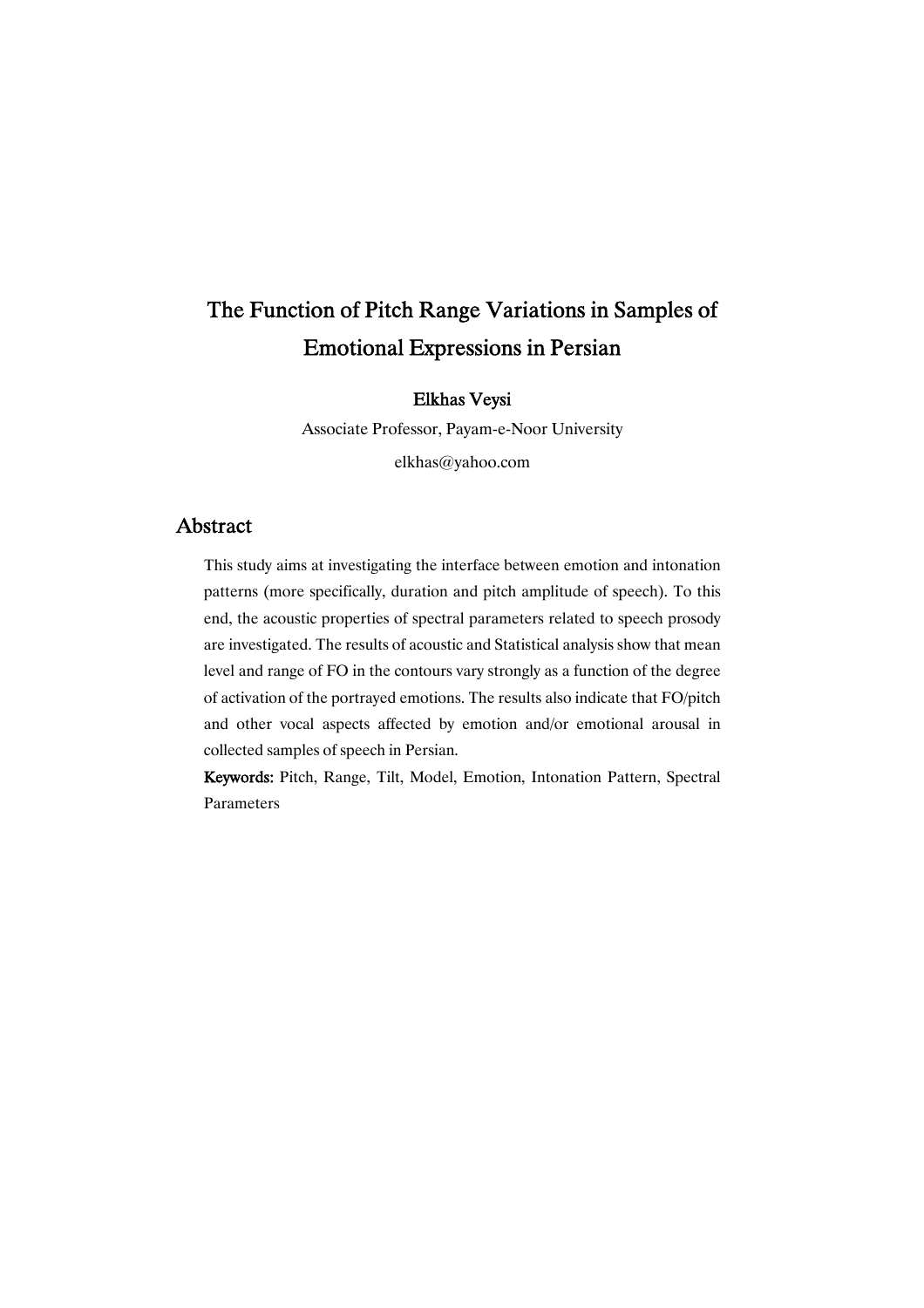# The Function of Pitch Range Variations in Samples of Emotional Expressions in Persian

**Elkhas Veysi**

Associate Professor, Payam-e-Noor University

elkhas@yahoo.com

## Abstract

This study aims at investigating the interface between emotion and intonation patterns (more specifically, duration and pitch amplitude of speech). To this end, the acoustic properties of spectral parameters related to speech prosody are investigated. The results of acoustic and Statistical analysis show that mean level and range of FO in the contours vary strongly as a function of the degree of activation of the portrayed emotions. The results also indicate that FO/pitch and other vocal aspects affected by emotion and/or emotional arousal in collected samples of speech in Persian.

**Keywords:** Pitch, Range, Tilt, Model, Emotion, Intonation Pattern, Spectral Parameters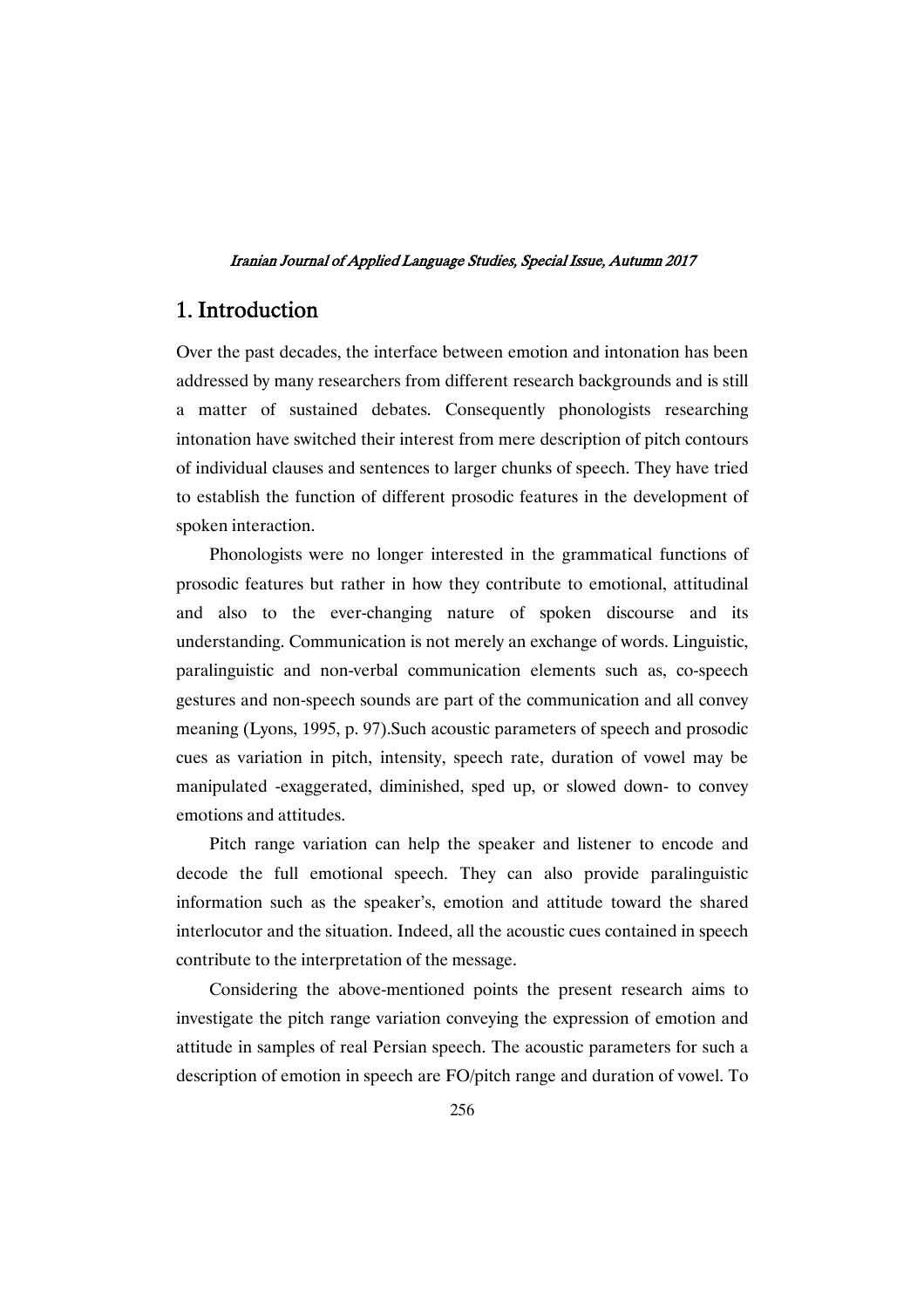## 1. Introduction

Over the past decades, the interface between emotion and intonation has been addressed by many researchers from different research backgrounds and is still a matter of sustained debates. Consequently phonologists researching intonation have switched their interest from mere description of pitch contours of individual clauses and sentences to larger chunks of speech. They have tried to establish the function of different prosodic features in the development of spoken interaction.

Phonologists were no longer interested in the grammatical functions of prosodic features but rather in how they contribute to emotional, attitudinal and also to the ever-changing nature of spoken discourse and its understanding. Communication is not merely an exchange of words. Linguistic, paralinguistic and non-verbal communication elements such as, co-speech gestures and non-speech sounds are part of the communication and all convey meaning (Lyons, 1995, p. 97).Such acoustic parameters of speech and prosodic cues as variation in pitch, intensity, speech rate, duration of vowel may be manipulated -exaggerated, diminished, sped up, or slowed down- to convey emotions and attitudes.

Pitch range variation can help the speaker and listener to encode and decode the full emotional speech. They can also provide paralinguistic information such as the speaker's, emotion and attitude toward the shared interlocutor and the situation. Indeed, all the acoustic cues contained in speech contribute to the interpretation of the message.

Considering the above-mentioned points the present research aims to investigate the pitch range variation conveying the expression of emotion and attitude in samples of real Persian speech. The acoustic parameters for such a description of emotion in speech are FO/pitch range and duration of vowel. To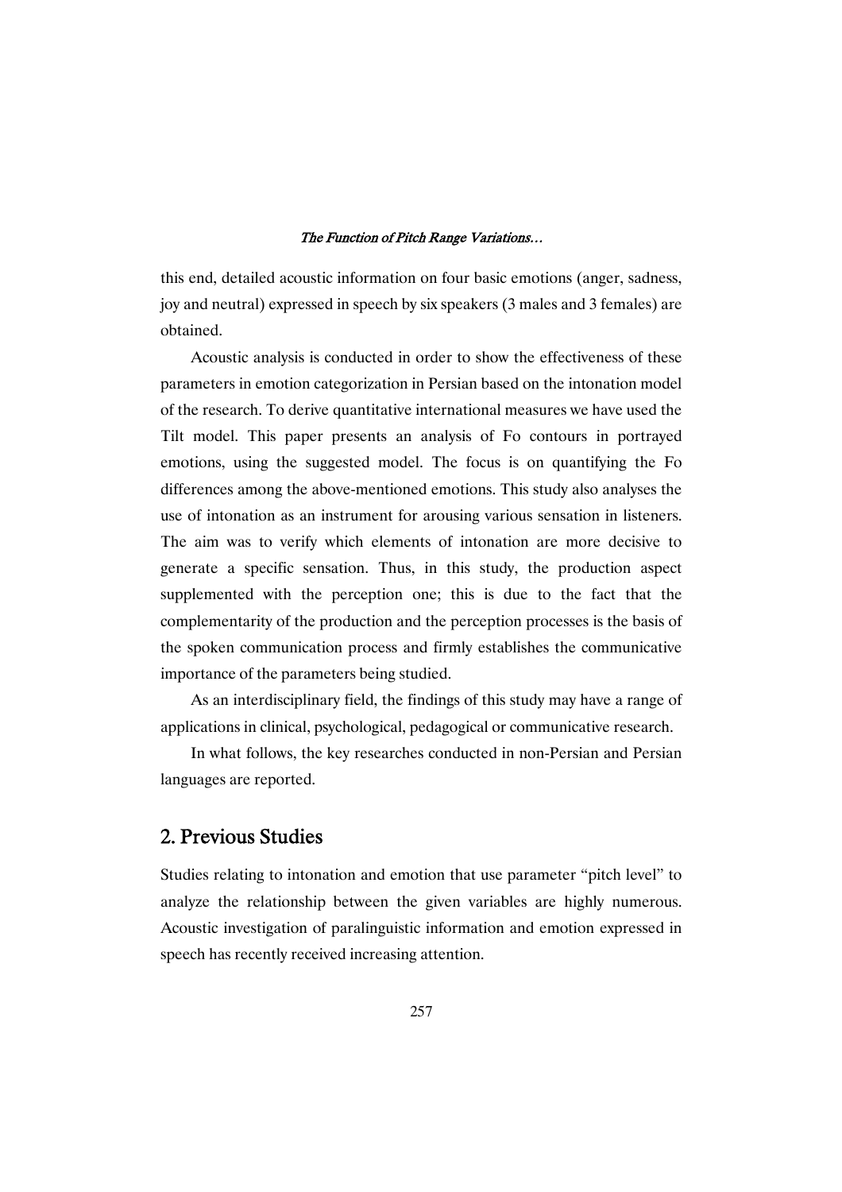this end, detailed acoustic information on four basic emotions (anger, sadness, joy and neutral) expressed in speech by six speakers (3 males and 3 females) are obtained.

Acoustic analysis is conducted in order to show the effectiveness of these parameters in emotion categorization in Persian based on the intonation model of the research. To derive quantitative international measures we have used the Tilt model. This paper presents an analysis of Fo contours in portrayed emotions, using the suggested model. The focus is on quantifying the Fo differences among the above-mentioned emotions. This study also analyses the use of intonation as an instrument for arousing various sensation in listeners. The aim was to verify which elements of intonation are more decisive to generate a specific sensation. Thus, in this study, the production aspect supplemented with the perception one; this is due to the fact that the complementarity of the production and the perception processes is the basis of the spoken communication process and firmly establishes the communicative importance of the parameters being studied.

As an interdisciplinary field, the findings of this study may have a range of applications in clinical, psychological, pedagogical or communicative research.

In what follows, the key researches conducted in non-Persian and Persian languages are reported.

## 2. Previous Studies

Studies relating to intonation and emotion that use parameter "pitch level" to analyze the relationship between the given variables are highly numerous. Acoustic investigation of paralinguistic information and emotion expressed in speech has recently received increasing attention.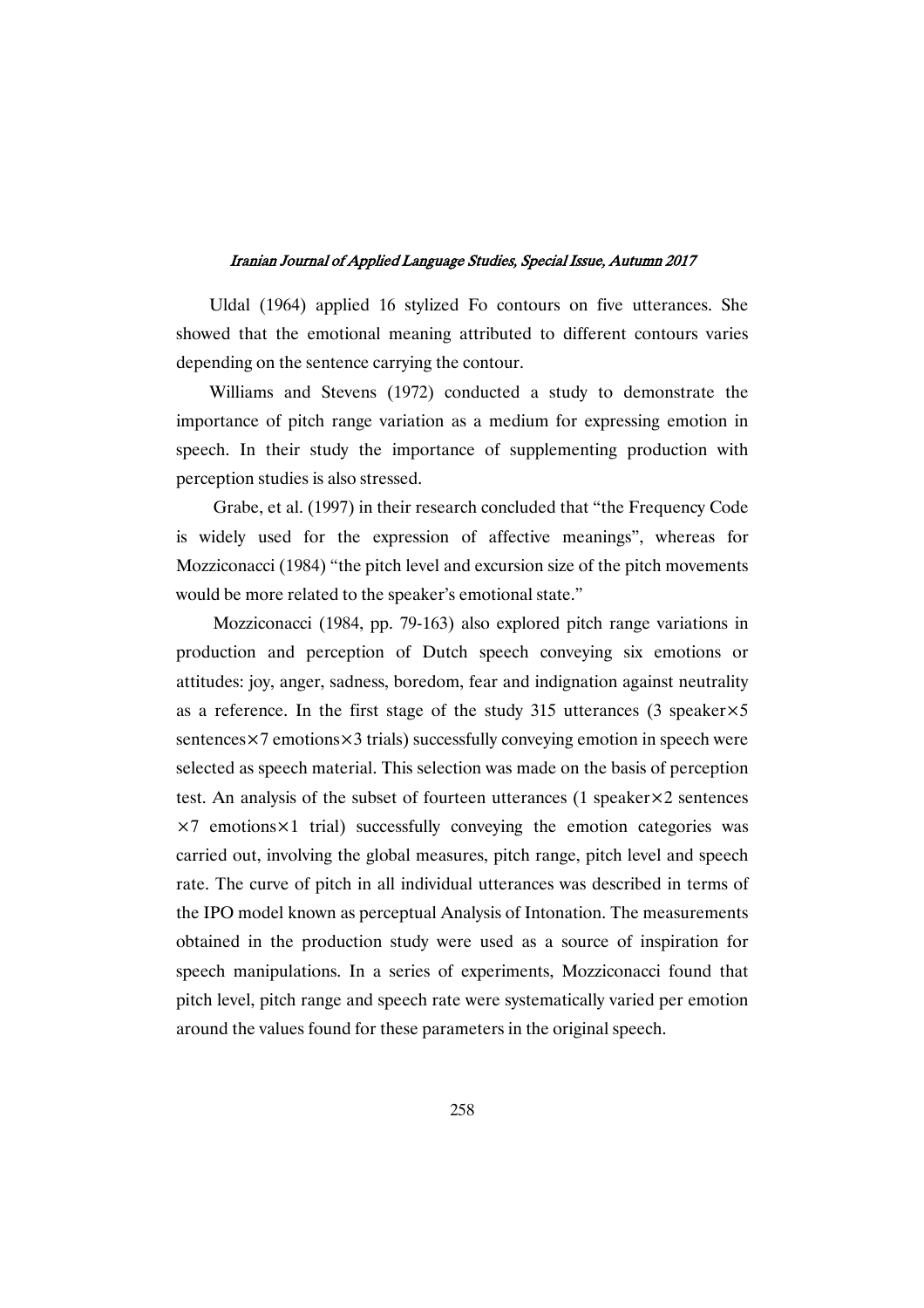Uldal (1964) applied 16 stylized Fo contours on five utterances. She showed that the emotional meaning attributed to different contours varies depending on the sentence carrying the contour.

Williams and Stevens (1972) conducted a study to demonstrate the importance of pitch range variation as a medium for expressing emotion in speech. In their study the importance of supplementing production with perception studies is also stressed.

Grabe, et al. (1997) in their research concluded that "the Frequency Code is widely used for the expression of affective meanings", whereas for Mozziconacci (1984) "the pitch level and excursion size of the pitch movements would be more related to the speaker's emotional state."

Mozziconacci (1984, pp. 79-163) also explored pitch range variations in production and perception of Dutch speech conveying six emotions or attitudes: joy, anger, sadness, boredom, fear and indignation against neutrality as a reference. In the first stage of the study 315 utterances (3 speaker×5 sentences×7 emotions×3 trials) successfully conveying emotion in speech were selected as speech material. This selection was made on the basis of perception test. An analysis of the subset of fourteen utterances (1 speaker×2 sentences ×7 emotions×1 trial) successfully conveying the emotion categories was carried out, involving the global measures, pitch range, pitch level and speech rate. The curve of pitch in all individual utterances was described in terms of the IPO model known as perceptual Analysis of Intonation. The measurements obtained in the production study were used as a source of inspiration for speech manipulations. In a series of experiments, Mozziconacci found that pitch level, pitch range and speech rate were systematically varied per emotion around the values found for these parameters in the original speech.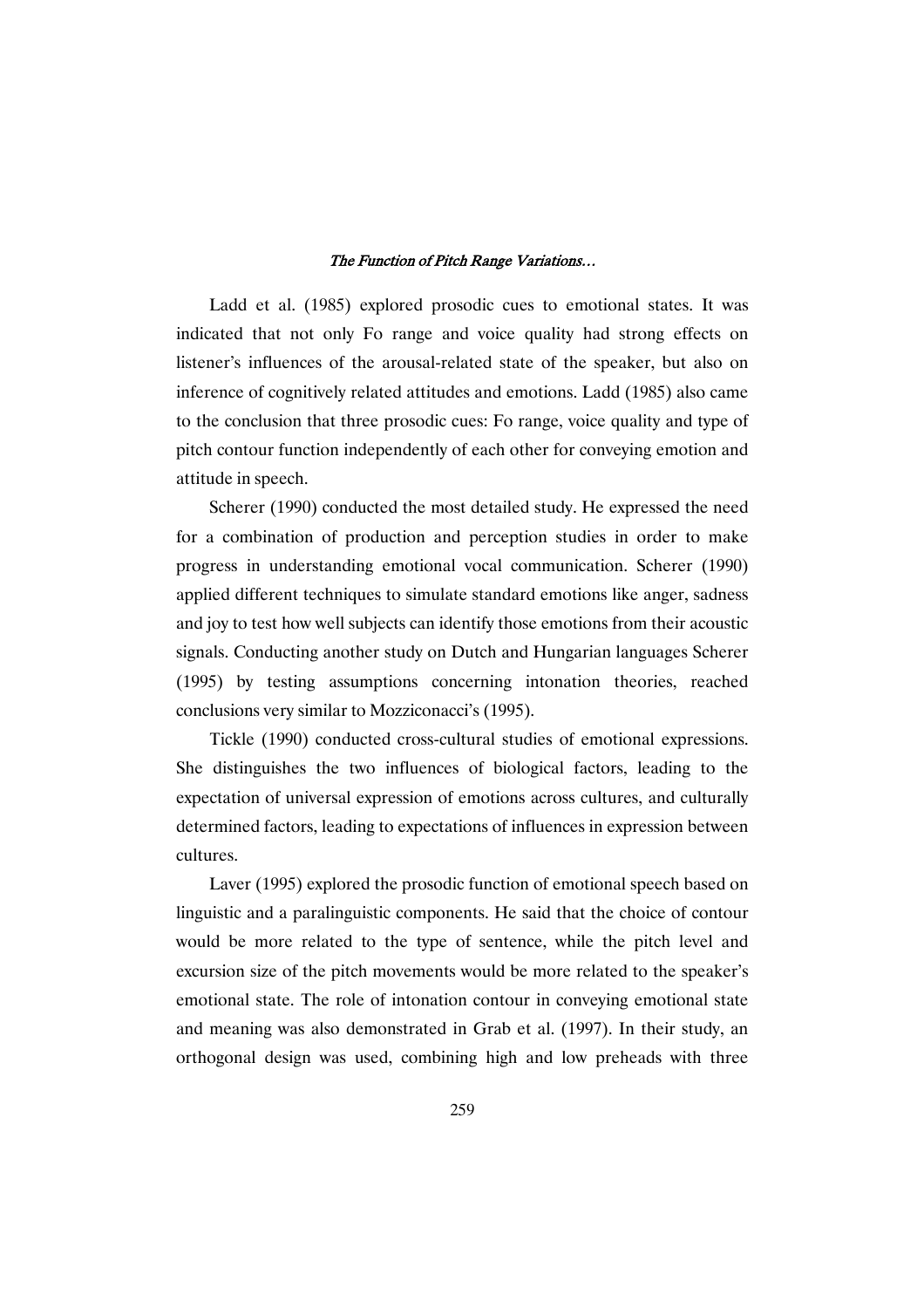Ladd et al. (1985) explored prosodic cues to emotional states. It was indicated that not only Fo range and voice quality had strong effects on listener's influences of the arousal-related state of the speaker, but also on inference of cognitively related attitudes and emotions. Ladd (1985) also came to the conclusion that three prosodic cues: Fo range, voice quality and type of pitch contour function independently of each other for conveying emotion and attitude in speech.

Scherer (1990) conducted the most detailed study. He expressed the need for a combination of production and perception studies in order to make progress in understanding emotional vocal communication. Scherer (1990) applied different techniques to simulate standard emotions like anger, sadness and joy to test how well subjects can identify those emotions from their acoustic signals. Conducting another study on Dutch and Hungarian languages Scherer (1995) by testing assumptions concerning intonation theories, reached conclusions very similar to Mozziconacci's (1995).

Tickle (1990) conducted cross-cultural studies of emotional expressions. She distinguishes the two influences of biological factors, leading to the expectation of universal expression of emotions across cultures, and culturally determined factors, leading to expectations of influences in expression between cultures.

Laver (1995) explored the prosodic function of emotional speech based on linguistic and a paralinguistic components. He said that the choice of contour would be more related to the type of sentence, while the pitch level and excursion size of the pitch movements would be more related to the speaker's emotional state. The role of intonation contour in conveying emotional state and meaning was also demonstrated in Grab et al. (1997). In their study, an orthogonal design was used, combining high and low preheads with three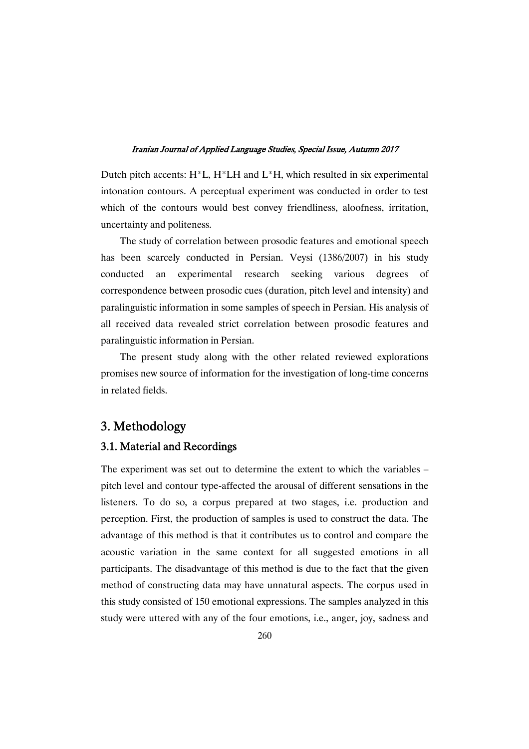Dutch pitch accents: H*L, H*LH and L*H, which resulted in six experimental intonation contours. A perceptual experiment was conducted in order to test which of the contours would best convey friendliness, aloofness, irritation, uncertainty and politeness.

The study of correlation between prosodic features and emotional speech has been scarcely conducted in Persian. Veysi (1386/2007) in his study conducted an experimental research seeking various degrees of correspondence between prosodic cues (duration, pitch level and intensity) and paralinguistic information in some samples of speech in Persian. His analysis of all received data revealed strict correlation between prosodic features and paralinguistic information in Persian.

The present study along with the other related reviewed explorations promises new source of information for the investigation of long-time concerns in related fields.

## 3. Methodology

### 3.1. Material and Recordings

The experiment was set out to determine the extent to which the variables – pitch level and contour type-affected the arousal of different sensations in the listeners. To do so, a corpus prepared at two stages, i.e. production and perception. First, the production of samples is used to construct the data. The advantage of this method is that it contributes us to control and compare the acoustic variation in the same context for all suggested emotions in all participants. The disadvantage of this method is due to the fact that the given method of constructing data may have unnatural aspects. The corpus used in this study consisted of 150 emotional expressions. The samples analyzed in this study were uttered with any of the four emotions, i.e., anger, joy, sadness and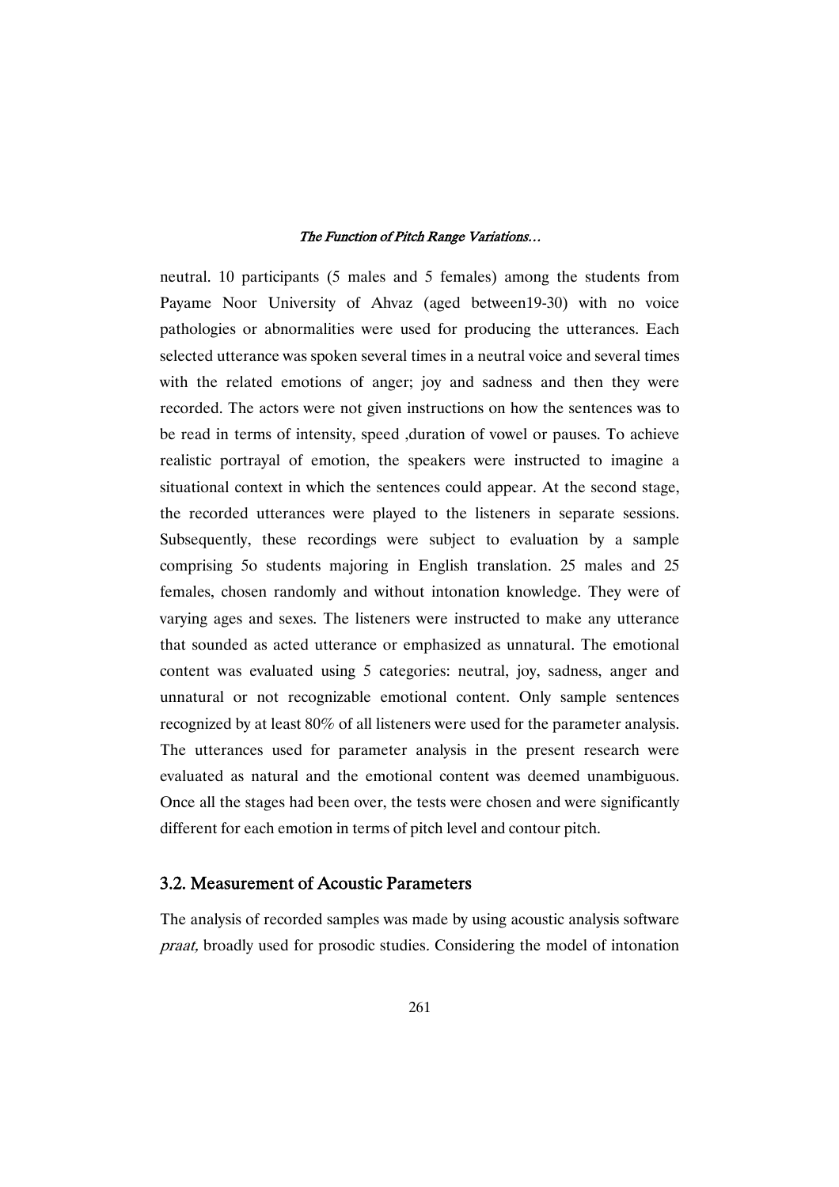neutral. 10 participants (5 males and 5 females) among the students from Payame Noor University of Ahvaz (aged between19-30) with no voice pathologies or abnormalities were used for producing the utterances. Each selected utterance was spoken several times in a neutral voice and several times with the related emotions of anger; joy and sadness and then they were recorded. The actors were not given instructions on how the sentences was to be read in terms of intensity, speed ,duration of vowel or pauses. To achieve realistic portrayal of emotion, the speakers were instructed to imagine a situational context in which the sentences could appear. At the second stage, the recorded utterances were played to the listeners in separate sessions. Subsequently, these recordings were subject to evaluation by a sample comprising 5o students majoring in English translation. 25 males and 25 females, chosen randomly and without intonation knowledge. They were of varying ages and sexes. The listeners were instructed to make any utterance that sounded as acted utterance or emphasized as unnatural. The emotional content was evaluated using 5 categories: neutral, joy, sadness, anger and unnatural or not recognizable emotional content. Only sample sentences recognized by at least 80% of all listeners were used for the parameter analysis. The utterances used for parameter analysis in the present research were evaluated as natural and the emotional content was deemed unambiguous. Once all the stages had been over, the tests were chosen and were significantly different for each emotion in terms of pitch level and contour pitch.

### 3.2. Measurement of Acoustic Parameters

The analysis of recorded samples was made by using acoustic analysis software *praat,* broadly used for prosodic studies. Considering the model of intonation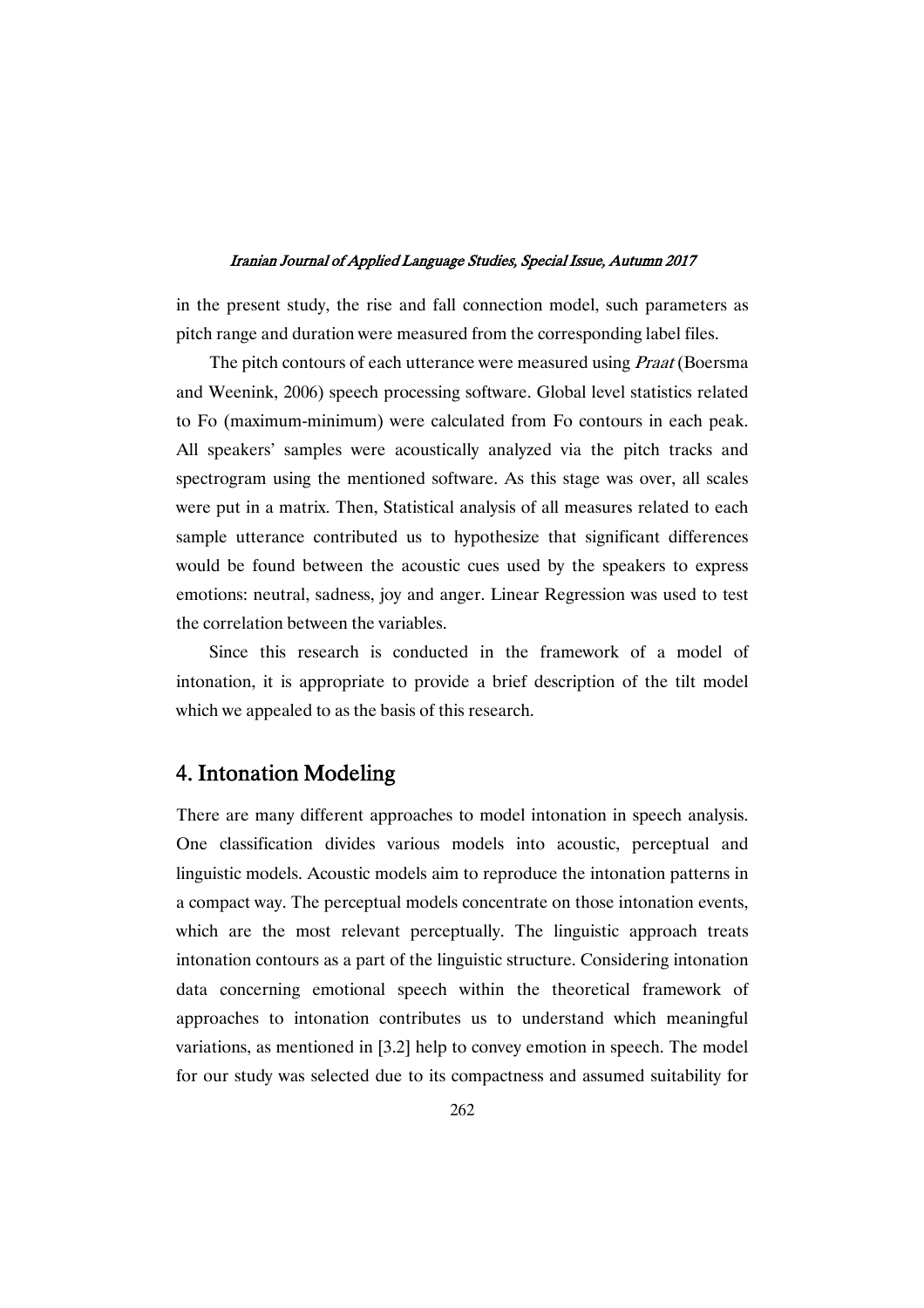in the present study, the rise and fall connection model, such parameters as pitch range and duration were measured from the corresponding label files.

The pitch contours of each utterance were measured using *Praat* (Boersma and Weenink, 2006) speech processing software. Global level statistics related to Fo (maximum-minimum) were calculated from Fo contours in each peak. All speakers' samples were acoustically analyzed via the pitch tracks and spectrogram using the mentioned software. As this stage was over, all scales were put in a matrix. Then, Statistical analysis of all measures related to each sample utterance contributed us to hypothesize that significant differences would be found between the acoustic cues used by the speakers to express emotions: neutral, sadness, joy and anger. Linear Regression was used to test the correlation between the variables.

Since this research is conducted in the framework of a model of intonation, it is appropriate to provide a brief description of the tilt model which we appealed to as the basis of this research.

## 4. Intonation Modeling

There are many different approaches to model intonation in speech analysis. One classification divides various models into acoustic, perceptual and linguistic models. Acoustic models aim to reproduce the intonation patterns in a compact way. The perceptual models concentrate on those intonation events, which are the most relevant perceptually. The linguistic approach treats intonation contours as a part of the linguistic structure. Considering intonation data concerning emotional speech within the theoretical framework of approaches to intonation contributes us to understand which meaningful variations, as mentioned in [3.2] help to convey emotion in speech. The model for our study was selected due to its compactness and assumed suitability for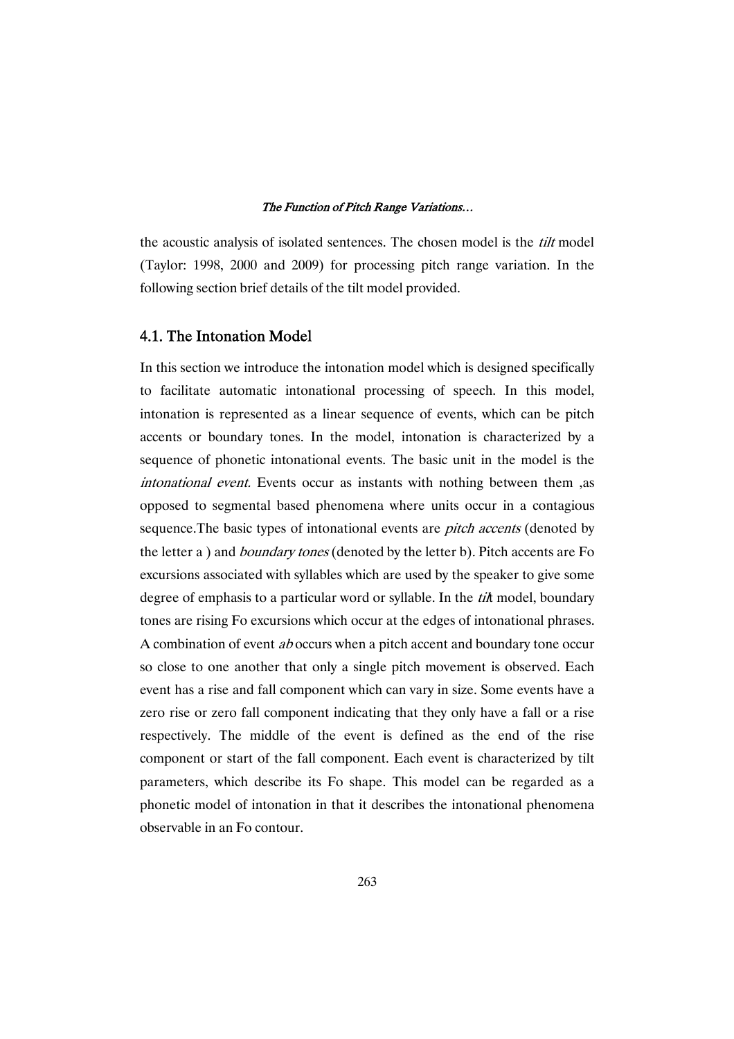the acoustic analysis of isolated sentences. The chosen model is the *tilt* model (Taylor: 1998, 2000 and 2009) for processing pitch range variation. In the following section brief details of the tilt model provided.

### 4.1. The Intonation Model

In this section we introduce the intonation model which is designed specifically to facilitate automatic intonational processing of speech. In this model, intonation is represented as a linear sequence of events, which can be pitch accents or boundary tones. In the model, intonation is characterized by a sequence of phonetic intonational events. The basic unit in the model is the *intonational event.* Events occur as instants with nothing between them ,as opposed to segmental based phenomena where units occur in a contagious sequence.The basic types of intonational events are *pitch accents* (denoted by the letter a ) and *boundary tones* (denoted by the letter b). Pitch accents are Fo excursions associated with syllables which are used by the speaker to give some degree of emphasis to a particular word or syllable. In the *til*t model, boundary tones are rising Fo excursions which occur at the edges of intonational phrases. A combination of event *ab* occurs when a pitch accent and boundary tone occur so close to one another that only a single pitch movement is observed. Each event has a rise and fall component which can vary in size. Some events have a zero rise or zero fall component indicating that they only have a fall or a rise respectively. The middle of the event is defined as the end of the rise component or start of the fall component. Each event is characterized by tilt parameters, which describe its Fo shape. This model can be regarded as a phonetic model of intonation in that it describes the intonational phenomena observable in an Fo contour.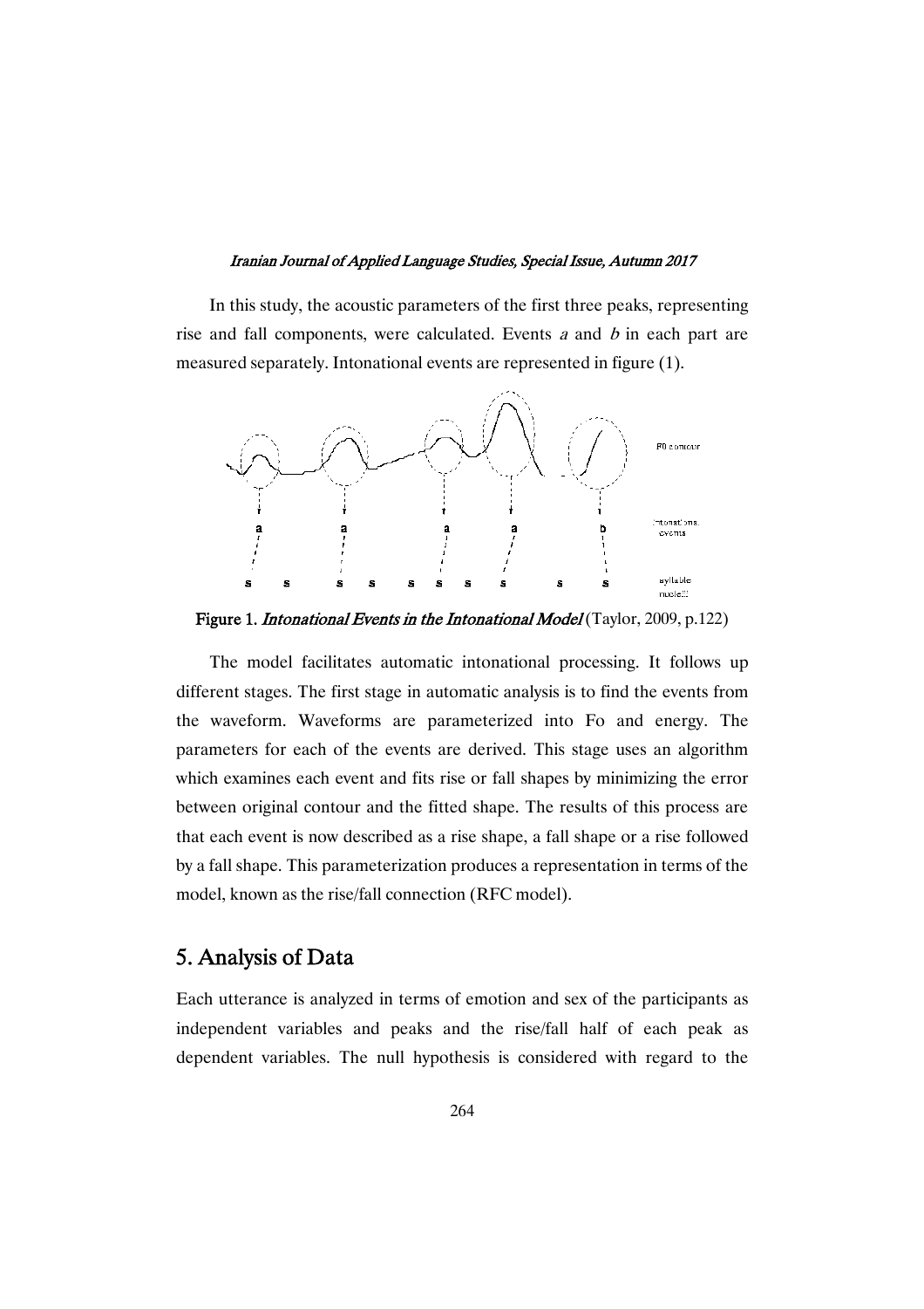In this study, the acoustic parameters of the first three peaks, representing rise and fall components, were calculated. Events *a* and *b* in each part are measured separately. Intonational events are represented in figure (1).

**Figure 1.** *Intonational Events in the Intonational Model* (Taylor, 2009, p.122)

The model facilitates automatic intonational processing. It follows up different stages. The first stage in automatic analysis is to find the events from the waveform. Waveforms are parameterized into Fo and energy. The parameters for each of the events are derived. This stage uses an algorithm which examines each event and fits rise or fall shapes by minimizing the error between original contour and the fitted shape. The results of this process are that each event is now described as a rise shape, a fall shape or a rise followed by a fall shape. This parameterization produces a representation in terms of the model, known as the rise/fall connection (RFC model).

## 5. Analysis of Data

Each utterance is analyzed in terms of emotion and sex of the participants as independent variables and peaks and the rise/fall half of each peak as dependent variables. The null hypothesis is considered with regard to the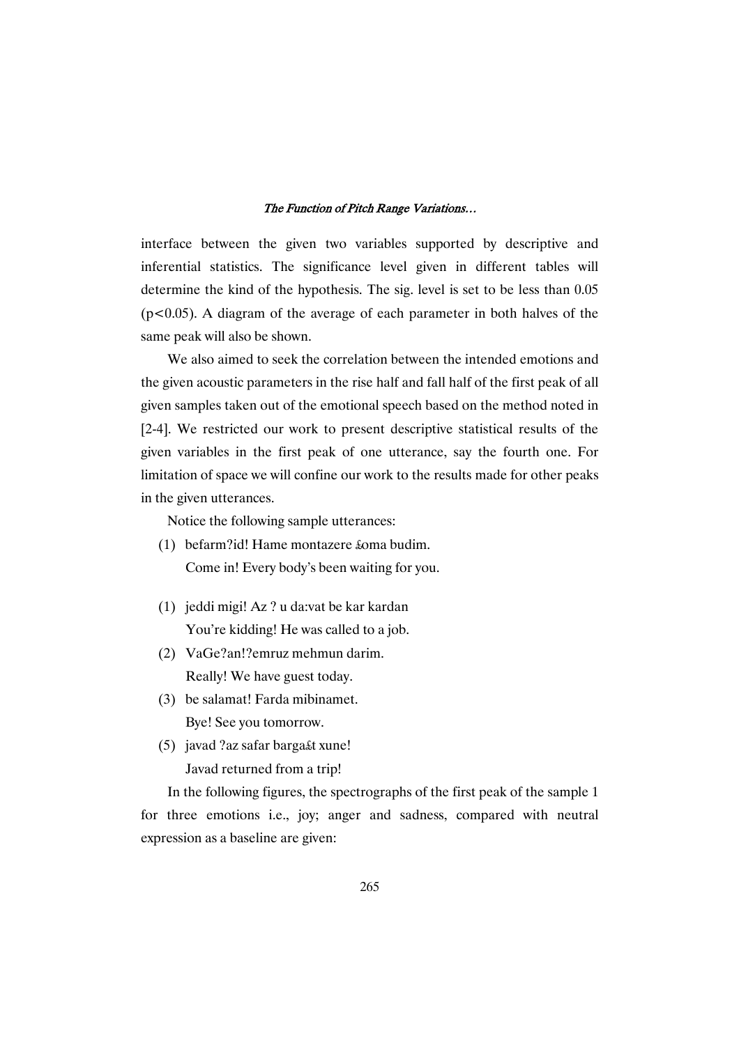interface between the given two variables supported by descriptive and inferential statistics. The significance level given in different tables will determine the kind of the hypothesis. The sig. level is set to be less than 0.05 ($p<0.05$). A diagram of the average of each parameter in both halves of the same peak will also be shown.

We also aimed to seek the correlation between the intended emotions and the given acoustic parameters in the rise half and fall half of the first peak of all given samples taken out of the emotional speech based on the method noted in [2-4]. We restricted our work to present descriptive statistical results of the given variables in the first peak of one utterance, say the fourth one. For limitation of space we will confine our work to the results made for other peaks in the given utterances.

Notice the following sample utterances:

(1) befarm?id! Hame montazere ʃoma budim.
    Come in! Every body's been waiting for you.

(1) jeddi migi! Az ? u da:vat be kar kardan
    You're kidding! He was called to a job.

(2) VaGe?an!?emruz mehmun darim.
    Really! We have guest today.

(3) be salamat! Farda mibinamet.
    Bye! See you tomorrow.

(5) javad ?az safar bargaʃt xune!
    Javad returned from a trip!

In the following figures, the spectrographs of the first peak of the sample 1 for three emotions i.e., joy; anger and sadness, compared with neutral expression as a baseline are given: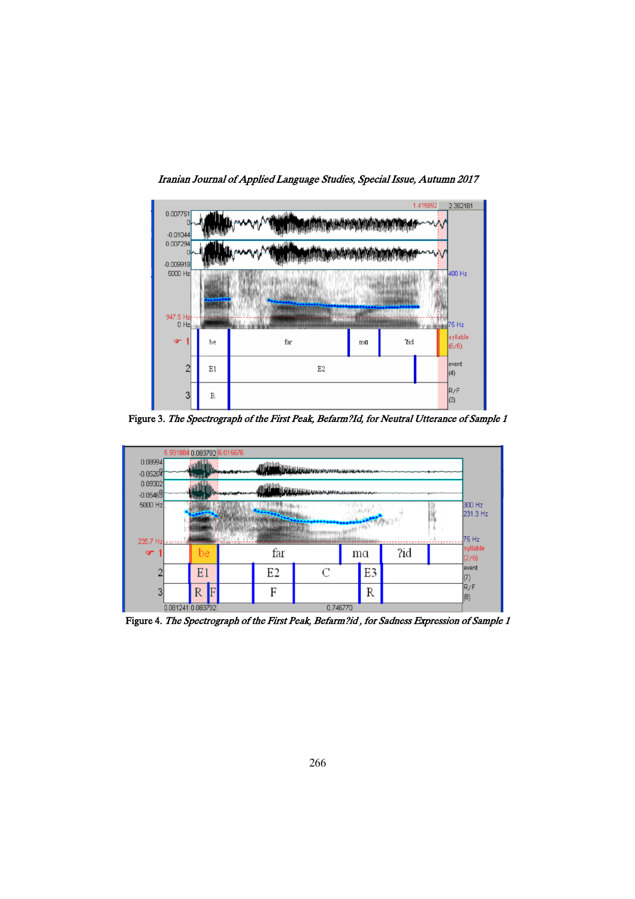Figure 3. *The Spectrograph of the First Peak, Befarm?Id, for Neutral Utterance of Sample 1*

Figure 4. *The Spectrograph of the First Peak, Befarm?id , for Sadness Expression of Sample 1*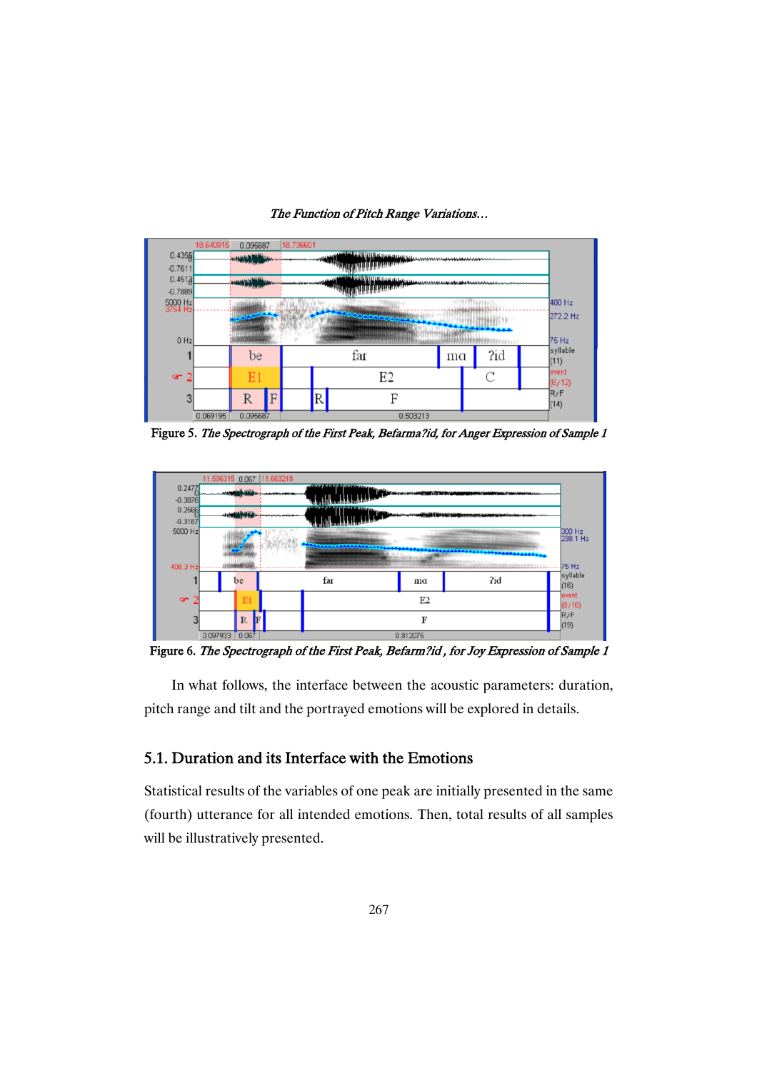Figure 5. *The Spectrograph of the First Peak, Befarma?id, for Anger Expression of Sample 1*

Figure 6. *The Spectrograph of the First Peak, Befarm?id , for Joy Expression of Sample 1*

In what follows, the interface between the acoustic parameters: duration, pitch range and tilt and the portrayed emotions will be explored in details.

## 5.1. Duration and its Interface with the Emotions

Statistical results of the variables of one peak are initially presented in the same (fourth) utterance for all intended emotions. Then, total results of all samples will be illustratively presented.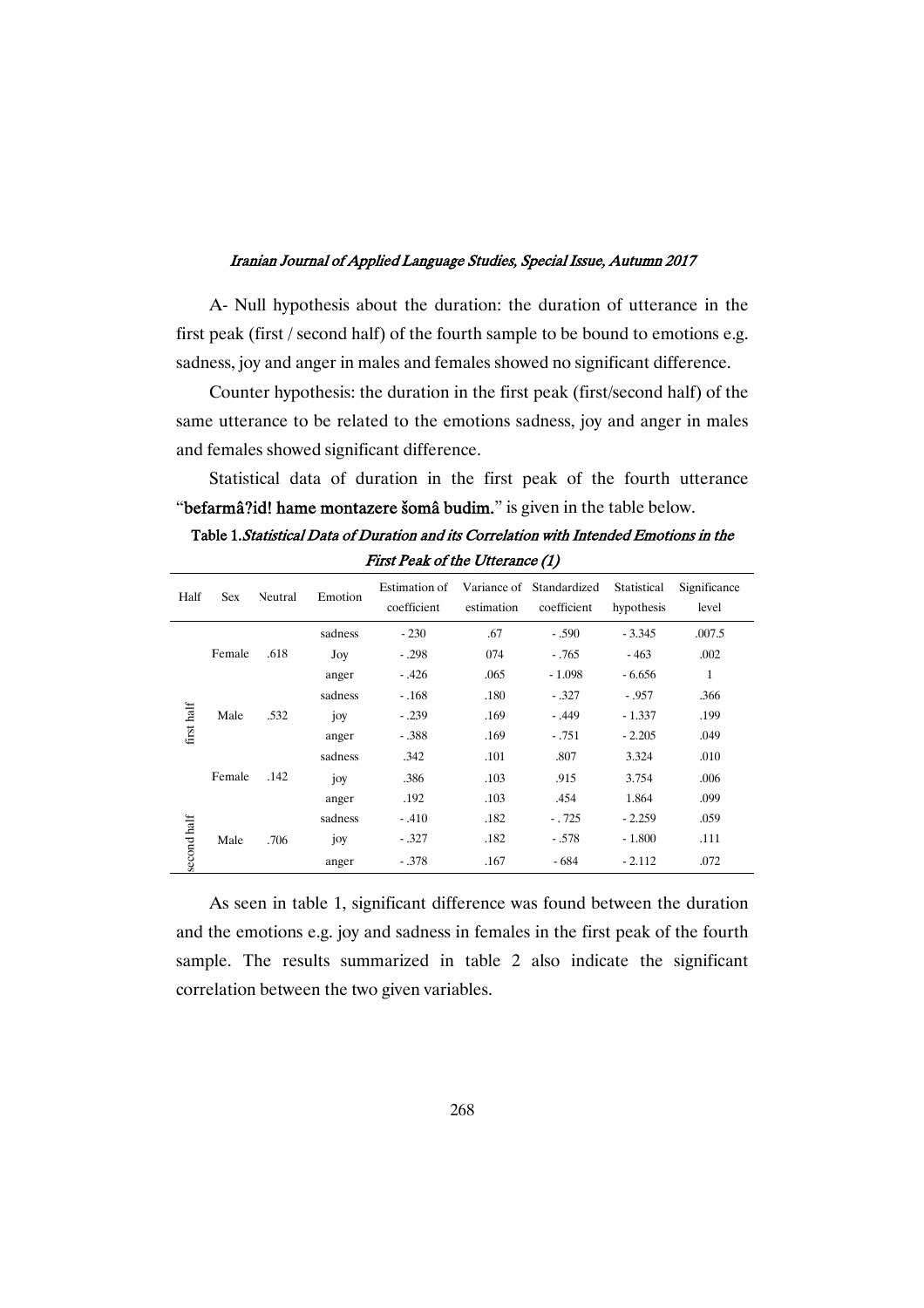A- Null hypothesis about the duration: the duration of utterance in the first peak (first / second half) of the fourth sample to be bound to emotions e.g. sadness, joy and anger in males and females showed no significant difference.

Counter hypothesis: the duration in the first peak (first/second half) of the same utterance to be related to the emotions sadness, joy and anger in males and females showed significant difference.

Statistical data of duration in the first peak of the fourth utterance "**befarmâ?id! hame montazere šomâ budim.**" is given in the table below.

**Table 1.*Statistical Data of Duration and its Correlation with Intended Emotions in the First Peak of the Utterance (1)***

| Half | Sex | Neutral | Emotion | Estimation of coefficient | Variance of estimation | Standardized coefficient | Statistical hypothesis | Significance level |
|---|---|---|---|---|---|---|---|---|
| first half | Female | .618 | sadness | - 230 | .67 | - .590 | - 3.345 | .007.5 |
| | | | Joy | - .298 | 074 | - .765 | - 463 | .002 |
| | | | anger | - .426 | .065 | - 1.098 | - 6.656 | 1 |
| | Male | .532 | sadness | - .168 | .180 | - .327 | - .957 | .366 |
| | | | joy | - .239 | .169 | - .449 | - 1.337 | .199 |
| | | | anger | - .388 | .169 | - .751 | - 2.205 | .049 |
| second half | Female | .142 | sadness | .342 | .101 | .807 | 3.324 | .010 |
| | | | joy | .386 | .103 | .915 | 3.754 | .006 |
| | | | anger | .192 | .103 | .454 | 1.864 | .099 |
| | Male | .706 | sadness | - .410 | .182 | - . 725 | - 2.259 | .059 |
| | | | joy | - .327 | .182 | - .578 | - 1.800 | .111 |
| | | | anger | - .378 | .167 | - 684 | - 2.112 | .072 |

As seen in table 1, significant difference was found between the duration and the emotions e.g. joy and sadness in females in the first peak of the fourth sample. The results summarized in table 2 also indicate the significant correlation between the two given variables.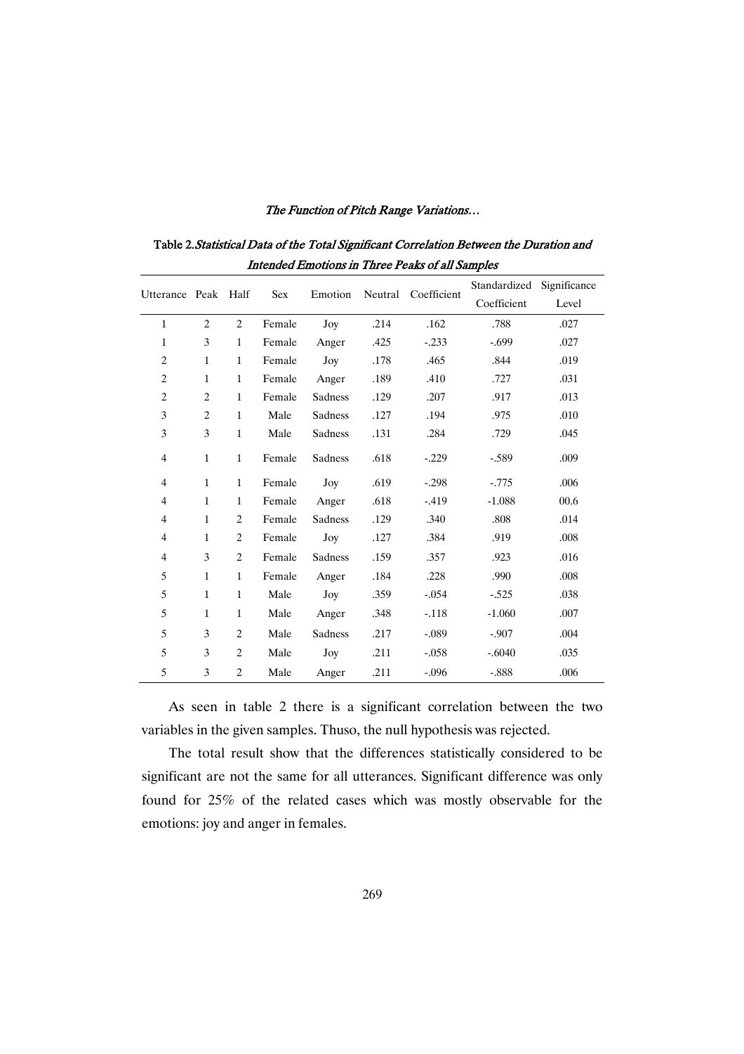Table 2.*Statistical Data of the Total Significant Correlation Between the Duration and Intended Emotions in Three Peaks of all Samples*

| Utterance | Peak | Half | Sex | Emotion | Neutral | Coefficient | Standardized Coefficient | Significance Level |
|---|---|---|---|---|---|---|---|---|
| 1 | 2 | 2 | Female | Joy | .214 | .162 | .788 | .027 |
| 1 | 3 | 1 | Female | Anger | .425 | -.233 | -.699 | .027 |
| 2 | 1 | 1 | Female | Joy | .178 | .465 | .844 | .019 |
| 2 | 1 | 1 | Female | Anger | .189 | .410 | .727 | .031 |
| 2 | 2 | 1 | Female | Sadness | .129 | .207 | .917 | .013 |
| 3 | 2 | 1 | Male | Sadness | .127 | .194 | .975 | .010 |
| 3 | 3 | 1 | Male | Sadness | .131 | .284 | .729 | .045 |
| 4 | 1 | 1 | Female | Sadness | .618 | -.229 | -.589 | .009 |
| 4 | 1 | 1 | Female | Joy | .619 | -.298 | -.775 | .006 |
| 4 | 1 | 1 | Female | Anger | .618 | -.419 | -1.088 | 00.6 |
| 4 | 1 | 2 | Female | Sadness | .129 | .340 | .808 | .014 |
| 4 | 1 | 2 | Female | Joy | .127 | .384 | .919 | .008 |
| 4 | 3 | 2 | Female | Sadness | .159 | .357 | .923 | .016 |
| 5 | 1 | 1 | Female | Anger | .184 | .228 | .990 | .008 |
| 5 | 1 | 1 | Male | Joy | .359 | -.054 | -.525 | .038 |
| 5 | 1 | 1 | Male | Anger | .348 | -.118 | -1.060 | .007 |
| 5 | 3 | 2 | Male | Sadness | .217 | -.089 | -.907 | .004 |
| 5 | 3 | 2 | Male | Joy | .211 | -.058 | -.6040 | .035 |
| 5 | 3 | 2 | Male | Anger | .211 | -.096 | -.888 | .006 |

As seen in table 2 there is a significant correlation between the two variables in the given samples. Thuso, the null hypothesis was rejected.

The total result show that the differences statistically considered to be significant are not the same for all utterances. Significant difference was only found for 25% of the related cases which was mostly observable for the emotions: joy and anger in females.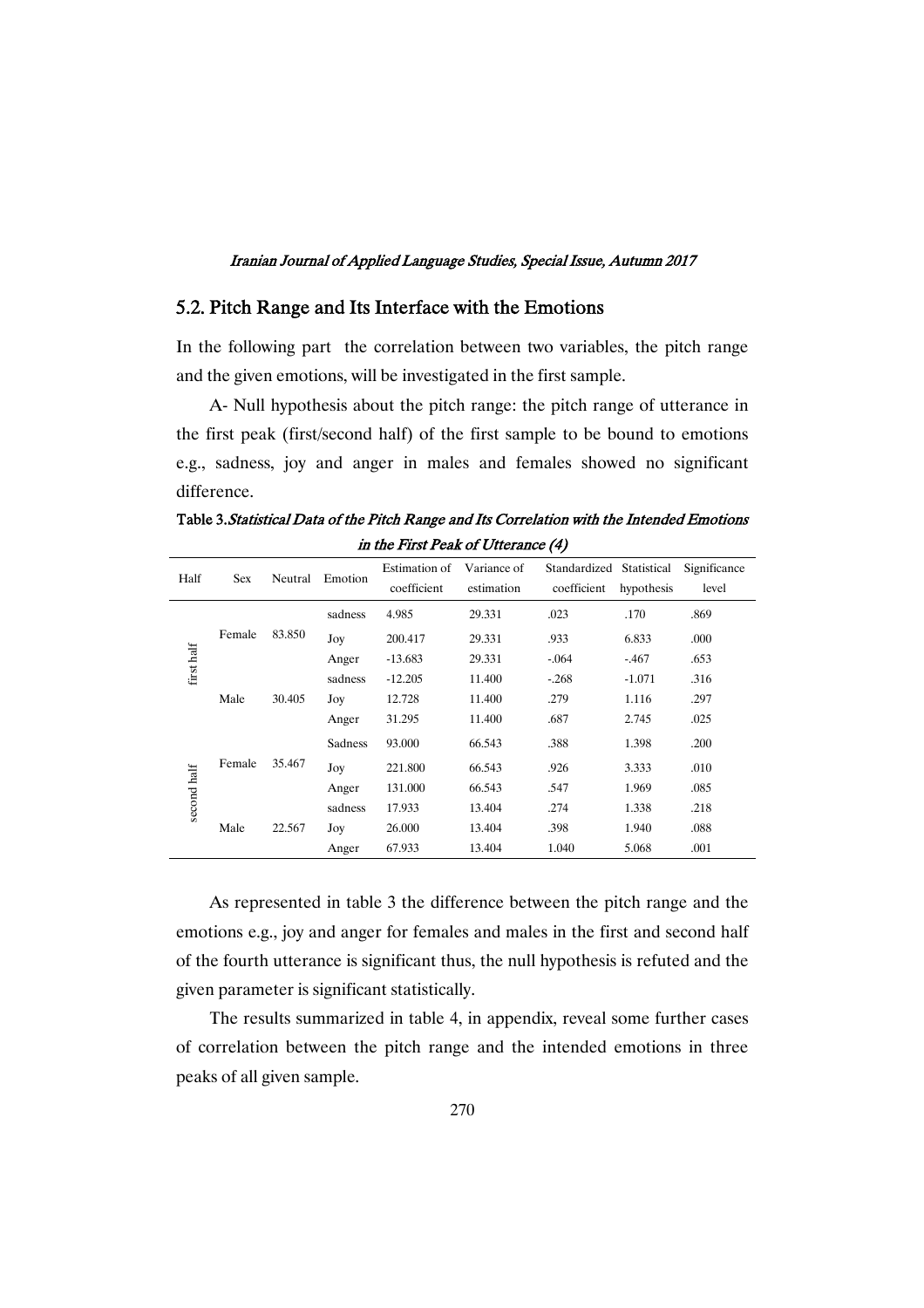## 5.2. Pitch Range and Its Interface with the Emotions

In the following part the correlation between two variables, the pitch range and the given emotions, will be investigated in the first sample.

A- Null hypothesis about the pitch range: the pitch range of utterance in the first peak (first/second half) of the first sample to be bound to emotions e.g., sadness, joy and anger in males and females showed no significant difference.

**Table 3.** *Statistical Data of the Pitch Range and Its Correlation with the Intended Emotions in the First Peak of Utterance (4)*

| Half | Sex | Neutral | Emotion | Estimation of coefficient | Variance of estimation | Standardized coefficient | Statistical hypothesis | Significance level |
|---|---|---|---|---|---|---|---|---|
| first half | Female | 83.850 | sadness | 4.985 | 29.331 | .023 | .170 | .869 |
| | | | Joy | 200.417 | 29.331 | .933 | 6.833 | .000 |
| | | | Anger | -13.683 | 29.331 | -.064 | -.467 | .653 |
| | Male | 30.405 | sadness | -12.205 | 11.400 | -.268 | -1.071 | .316 |
| | | | Joy | 12.728 | 11.400 | .279 | 1.116 | .297 |
| | | | Anger | 31.295 | 11.400 | .687 | 2.745 | .025 |
| second half | Female | 35.467 | Sadness | 93.000 | 66.543 | .388 | 1.398 | .200 |
| | | | Joy | 221.800 | 66.543 | .926 | 3.333 | .010 |
| | | | Anger | 131.000 | 66.543 | .547 | 1.969 | .085 |
| | Male | 22.567 | sadness | 17.933 | 13.404 | .274 | 1.338 | .218 |
| | | | Joy | 26.000 | 13.404 | .398 | 1.940 | .088 |
| | | | Anger | 67.933 | 13.404 | 1.040 | 5.068 | .001 |

As represented in table 3 the difference between the pitch range and the emotions e.g., joy and anger for females and males in the first and second half of the fourth utterance is significant thus, the null hypothesis is refuted and the given parameter is significant statistically.

The results summarized in table 4, in appendix, reveal some further cases of correlation between the pitch range and the intended emotions in three peaks of all given sample.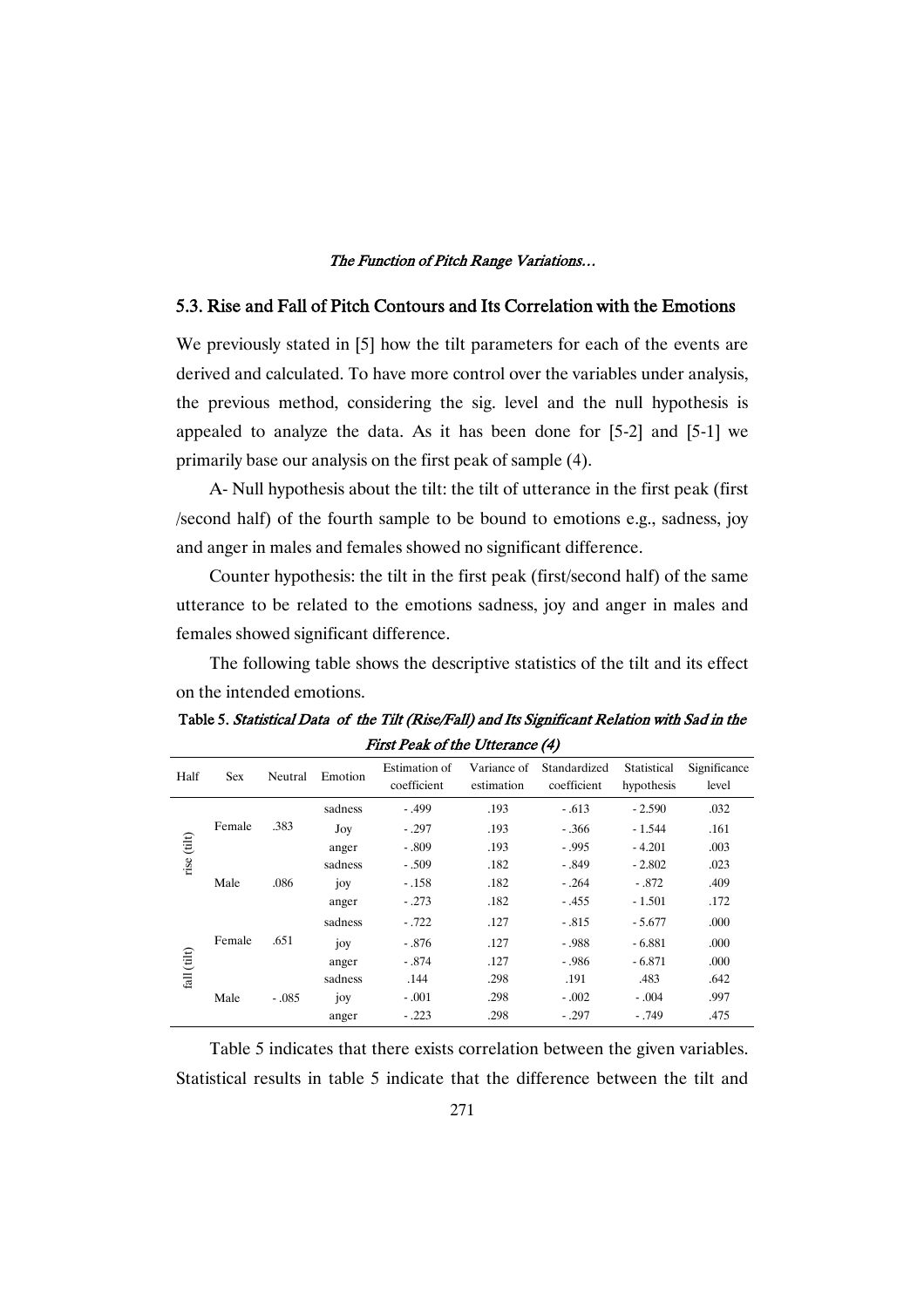### 5.3. Rise and Fall of Pitch Contours and Its Correlation with the Emotions

We previously stated in [5] how the tilt parameters for each of the events are derived and calculated. To have more control over the variables under analysis, the previous method, considering the sig. level and the null hypothesis is appealed to analyze the data. As it has been done for [5-2] and [5-1] we primarily base our analysis on the first peak of sample (4).

A- Null hypothesis about the tilt: the tilt of utterance in the first peak (first /second half) of the fourth sample to be bound to emotions e.g., sadness, joy and anger in males and females showed no significant difference.

Counter hypothesis: the tilt in the first peak (first/second half) of the same utterance to be related to the emotions sadness, joy and anger in males and females showed significant difference.

The following table shows the descriptive statistics of the tilt and its effect on the intended emotions.

**Table 5.** *Statistical Data of the Tilt (Rise/Fall) and Its Significant Relation with Sad in the First Peak of the Utterance (4)*

| Half | Sex | Neutral | Emotion | Estimation of coefficient | Variance of estimation | Standardized coefficient | Statistical hypothesis | Significance level |
|---|---|---|---|---|---|---|---|---|
| rise (tilt) | Female | .383 | sadness | - .499 | .193 | - .613 | - 2.590 | .032 |
| | | | Joy | - .297 | .193 | - .366 | - 1.544 | .161 |
| | | | anger | - .809 | .193 | - .995 | - 4.201 | .003 |
| | Male | .086 | sadness | - .509 | .182 | - .849 | - 2.802 | .023 |
| | | | joy | - .158 | .182 | - .264 | - .872 | .409 |
| | | | anger | - .273 | .182 | - .455 | - 1.501 | .172 |
| fall (tilt) | Female | .651 | sadness | - .722 | .127 | - .815 | - 5.677 | .000 |
| | | | joy | - .876 | .127 | - .988 | - 6.881 | .000 |
| | | | anger | - .874 | .127 | - .986 | - 6.871 | .000 |
| | Male | - .085 | sadness | .144 | .298 | .191 | .483 | .642 |
| | | | joy | - .001 | .298 | - .002 | - .004 | .997 |
| | | | anger | - .223 | .298 | - .297 | - .749 | .475 |

Table 5 indicates that there exists correlation between the given variables. Statistical results in table 5 indicate that the difference between the tilt and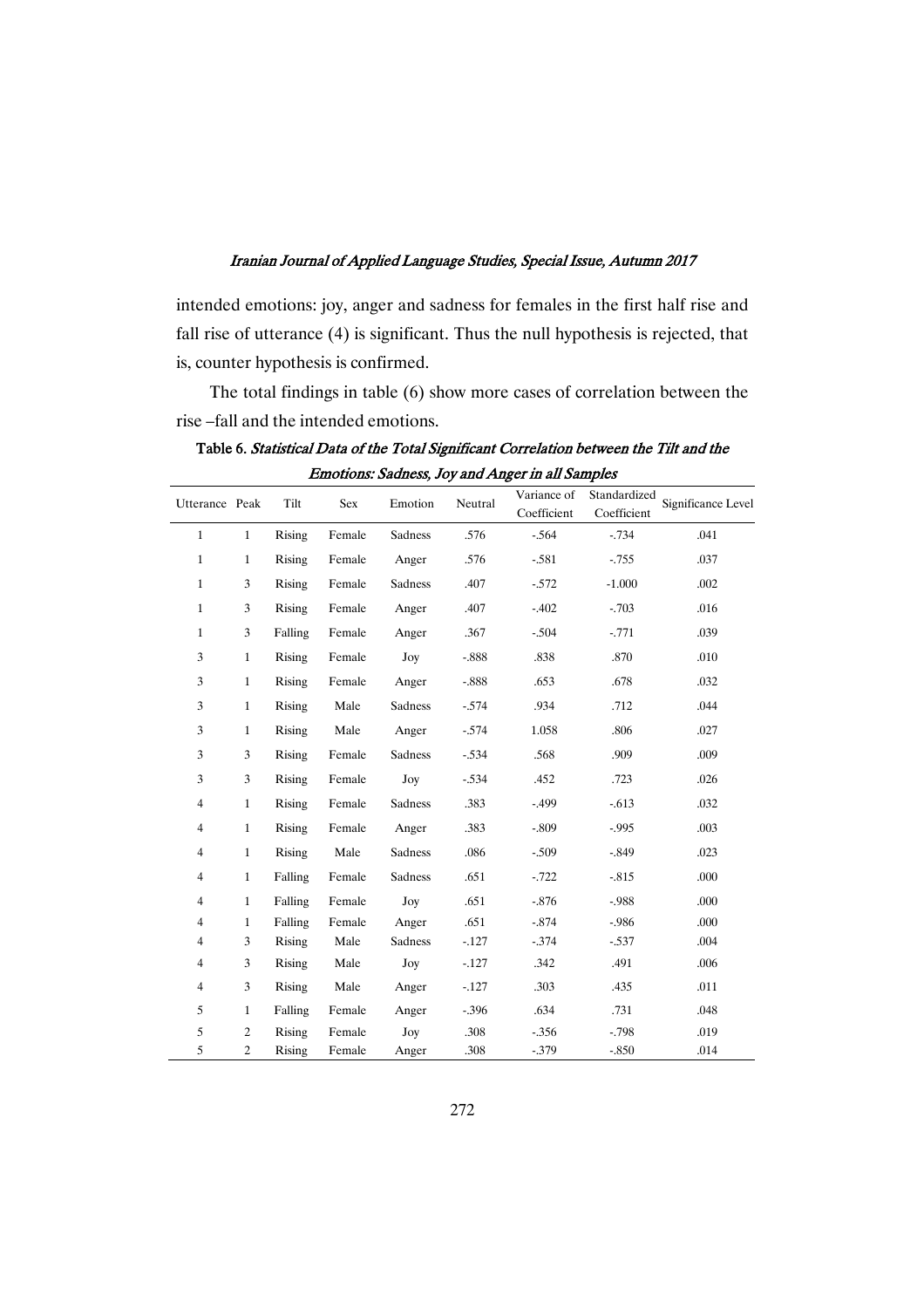intended emotions: joy, anger and sadness for females in the first half rise and fall rise of utterance (4) is significant. Thus the null hypothesis is rejected, that is, counter hypothesis is confirmed.

The total findings in table (6) show more cases of correlation between the rise –fall and the intended emotions.

**Table 6.** *Statistical Data of the Total Significant Correlation between the Tilt and the Emotions: Sadness, Joy and Anger in all Samples*

| Utterance | Peak | Tilt | Sex | Emotion | Neutral | Variance of Coefficient | Standardized Coefficient | Significance Level |
|---|---|---|---|---|---|---|---|---|
| 1 | 1 | Rising | Female | Sadness | .576 | -.564 | -.734 | .041 |
| 1 | 1 | Rising | Female | Anger | .576 | -.581 | -.755 | .037 |
| 1 | 3 | Rising | Female | Sadness | .407 | -.572 | -1.000 | .002 |
| 1 | 3 | Rising | Female | Anger | .407 | -.402 | -.703 | .016 |
| 1 | 3 | Falling | Female | Anger | .367 | -.504 | -.771 | .039 |
| 3 | 1 | Rising | Female | Joy | -.888 | .838 | .870 | .010 |
| 3 | 1 | Rising | Female | Anger | -.888 | .653 | .678 | .032 |
| 3 | 1 | Rising | Male | Sadness | -.574 | .934 | .712 | .044 |
| 3 | 1 | Rising | Male | Anger | -.574 | 1.058 | .806 | .027 |
| 3 | 3 | Rising | Female | Sadness | -.534 | .568 | .909 | .009 |
| 3 | 3 | Rising | Female | Joy | -.534 | .452 | .723 | .026 |
| 4 | 1 | Rising | Female | Sadness | .383 | -.499 | -.613 | .032 |
| 4 | 1 | Rising | Female | Anger | .383 | -.809 | -.995 | .003 |
| 4 | 1 | Rising | Male | Sadness | .086 | -.509 | -.849 | .023 |
| 4 | 1 | Falling | Female | Sadness | .651 | -.722 | -.815 | .000 |
| 4 | 1 | Falling | Female | Joy | .651 | -.876 | -.988 | .000 |
| 4 | 1 | Falling | Female | Anger | .651 | -.874 | -.986 | .000 |
| 4 | 3 | Rising | Male | Sadness | -.127 | -.374 | -.537 | .004 |
| 4 | 3 | Rising | Male | Joy | -.127 | .342 | .491 | .006 |
| 4 | 3 | Rising | Male | Anger | -.127 | .303 | .435 | .011 |
| 5 | 1 | Falling | Female | Anger | -.396 | .634 | .731 | .048 |
| 5 | 2 | Rising | Female | Joy | .308 | -.356 | -.798 | .019 |
| 5 | 2 | Rising | Female | Anger | .308 | -.379 | -.850 | .014 |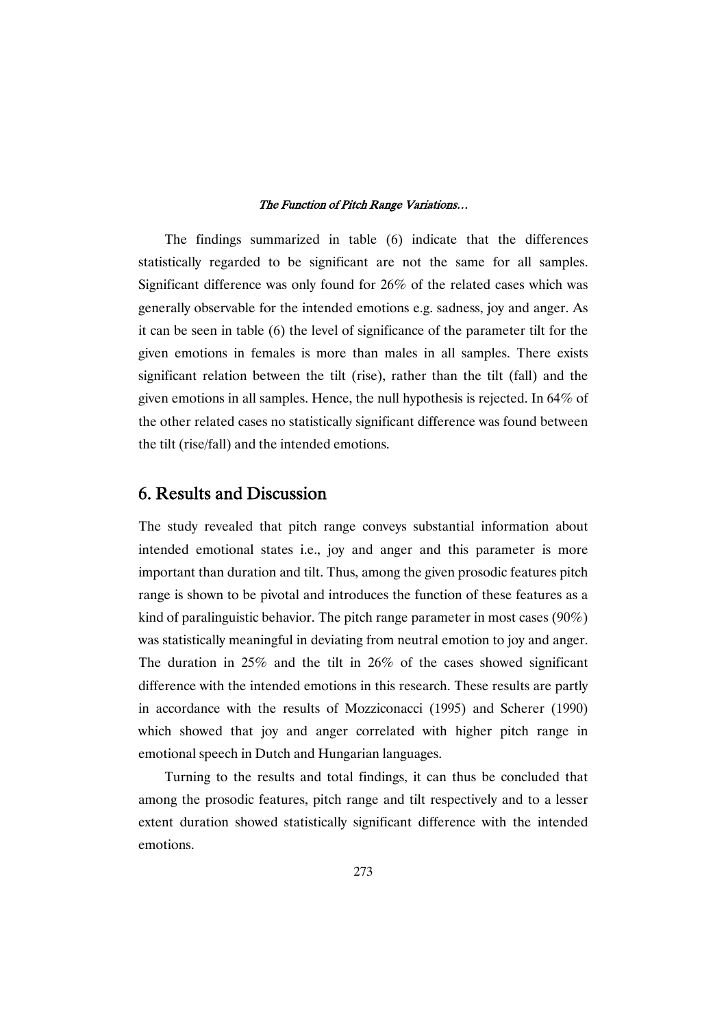The findings summarized in table (6) indicate that the differences statistically regarded to be significant are not the same for all samples. Significant difference was only found for 26% of the related cases which was generally observable for the intended emotions e.g. sadness, joy and anger. As it can be seen in table (6) the level of significance of the parameter tilt for the given emotions in females is more than males in all samples. There exists significant relation between the tilt (rise), rather than the tilt (fall) and the given emotions in all samples. Hence, the null hypothesis is rejected. In 64% of the other related cases no statistically significant difference was found between the tilt (rise/fall) and the intended emotions.

## 6. Results and Discussion

The study revealed that pitch range conveys substantial information about intended emotional states i.e., joy and anger and this parameter is more important than duration and tilt. Thus, among the given prosodic features pitch range is shown to be pivotal and introduces the function of these features as a kind of paralinguistic behavior. The pitch range parameter in most cases (90%) was statistically meaningful in deviating from neutral emotion to joy and anger. The duration in 25% and the tilt in 26% of the cases showed significant difference with the intended emotions in this research. These results are partly in accordance with the results of Mozziconacci (1995) and Scherer (1990) which showed that joy and anger correlated with higher pitch range in emotional speech in Dutch and Hungarian languages.

Turning to the results and total findings, it can thus be concluded that among the prosodic features, pitch range and tilt respectively and to a lesser extent duration showed statistically significant difference with the intended emotions.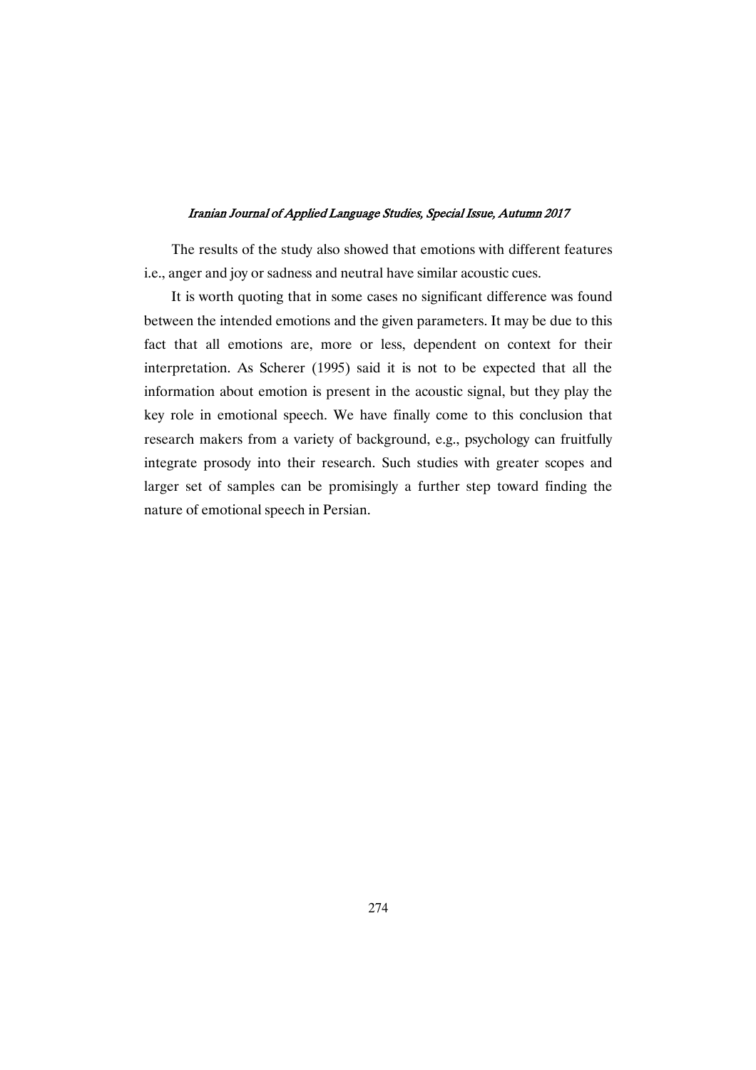The results of the study also showed that emotions with different features i.e., anger and joy or sadness and neutral have similar acoustic cues.

It is worth quoting that in some cases no significant difference was found between the intended emotions and the given parameters. It may be due to this fact that all emotions are, more or less, dependent on context for their interpretation. As Scherer (1995) said it is not to be expected that all the information about emotion is present in the acoustic signal, but they play the key role in emotional speech. We have finally come to this conclusion that research makers from a variety of background, e.g., psychology can fruitfully integrate prosody into their research. Such studies with greater scopes and larger set of samples can be promisingly a further step toward finding the nature of emotional speech in Persian.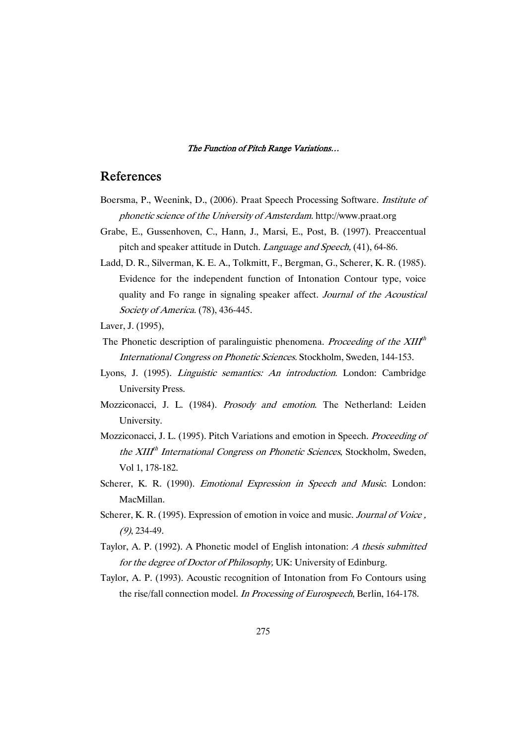# References

Boersma, P., Weenink, D., (2006). Praat Speech Processing Software. *Institute of phonetic science of the University of Amsterdam*. http://www.praat.org

Grabe, E., Gussenhoven, C., Hann, J., Marsi, E., Post, B. (1997). Preaccentual pitch and speaker attitude in Dutch. *Language and Speech,* (41), 64-86.

Ladd, D. R., Silverman, K. E. A., Tolkmitt, F., Bergman, G., Scherer, K. R. (1985). Evidence for the independent function of Intonation Contour type, voice quality and Fo range in signaling speaker affect. *Journal of the Acoustical Society of America*. (78), 436-445.

Laver, J. (1995),

The Phonetic description of paralinguistic phenomena. *Proceeding of the XIII$^{th}$ International Congress on Phonetic Sciences*. Stockholm, Sweden, 144-153.

Lyons, J. (1995). *Linguistic semantics: An introduction*. London: Cambridge University Press.

Mozziconacci, J. L. (1984). *Prosody and emotion*. The Netherland: Leiden University.

Mozziconacci, J. L. (1995). Pitch Variations and emotion in Speech. *Proceeding of the XIII$^{th}$ International Congress on Phonetic Sciences*, Stockholm, Sweden, Vol 1, 178-182.

Scherer, K. R. (1990). *Emotional Expression in Speech and Music*. London: MacMillan.

Scherer, K. R. (1995). Expression of emotion in voice and music. *Journal of Voice , (9)*, 234-49.

Taylor, A. P. (1992). A Phonetic model of English intonation: *A thesis submitted for the degree of Doctor of Philosophy,* UK: University of Edinburg.

Taylor, A. P. (1993). Acoustic recognition of Intonation from Fo Contours using the rise/fall connection model. *In Processing of Eurospeech*, Berlin, 164-178.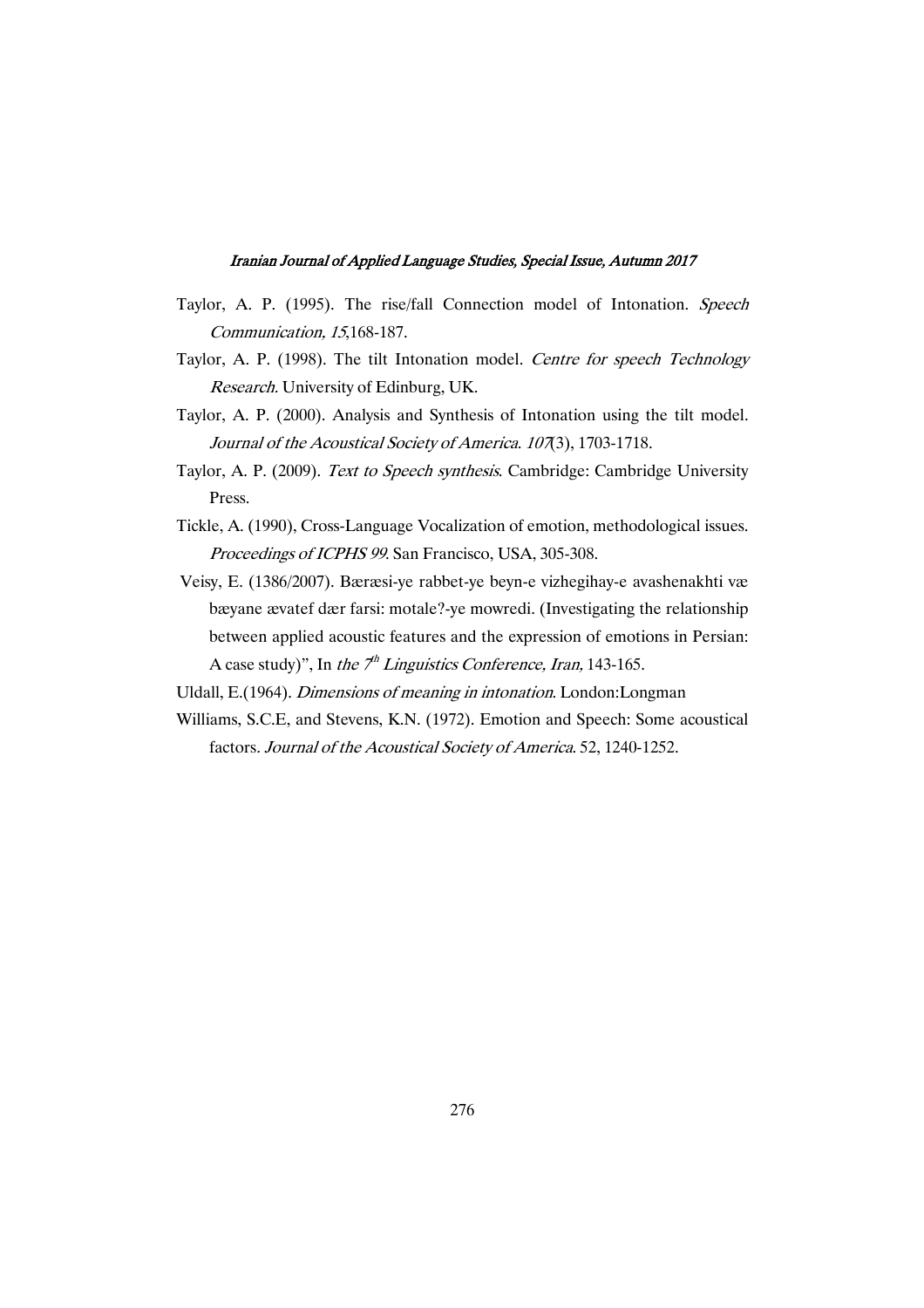Taylor, A. P. (1995). The rise/fall Connection model of Intonation. *Speech Communication, 15*,168-187.

Taylor, A. P. (1998). The tilt Intonation model. *Centre for speech Technology Research*. University of Edinburg, UK.

Taylor, A. P. (2000). Analysis and Synthesis of Intonation using the tilt model. *Journal of the Acoustical Society of America*. *107*(3), 1703-1718.

Taylor, A. P. (2009). *Text to Speech synthesis*. Cambridge: Cambridge University Press.

Tickle, A. (1990), Cross-Language Vocalization of emotion, methodological issues. *Proceedings of ICPHS 99*. San Francisco, USA, 305-308.

Veisy, E. (1386/2007). Bæræsi-ye rabbet-ye beyn-e vizhegihay-e avashenakhti væ bæyane ævatef dær farsi: motale?-ye mowredi. (Investigating the relationship between applied acoustic features and the expression of emotions in Persian: A case study)", In *the 7th Linguistics Conference, Iran,* 143-165.

Uldall, E.(1964). *Dimensions of meaning in intonation*. London:Longman

Williams, S.C.E, and Stevens, K.N. (1972). Emotion and Speech: Some acoustical factors. *Journal of the Acoustical Society of America*. 52, 1240-1252.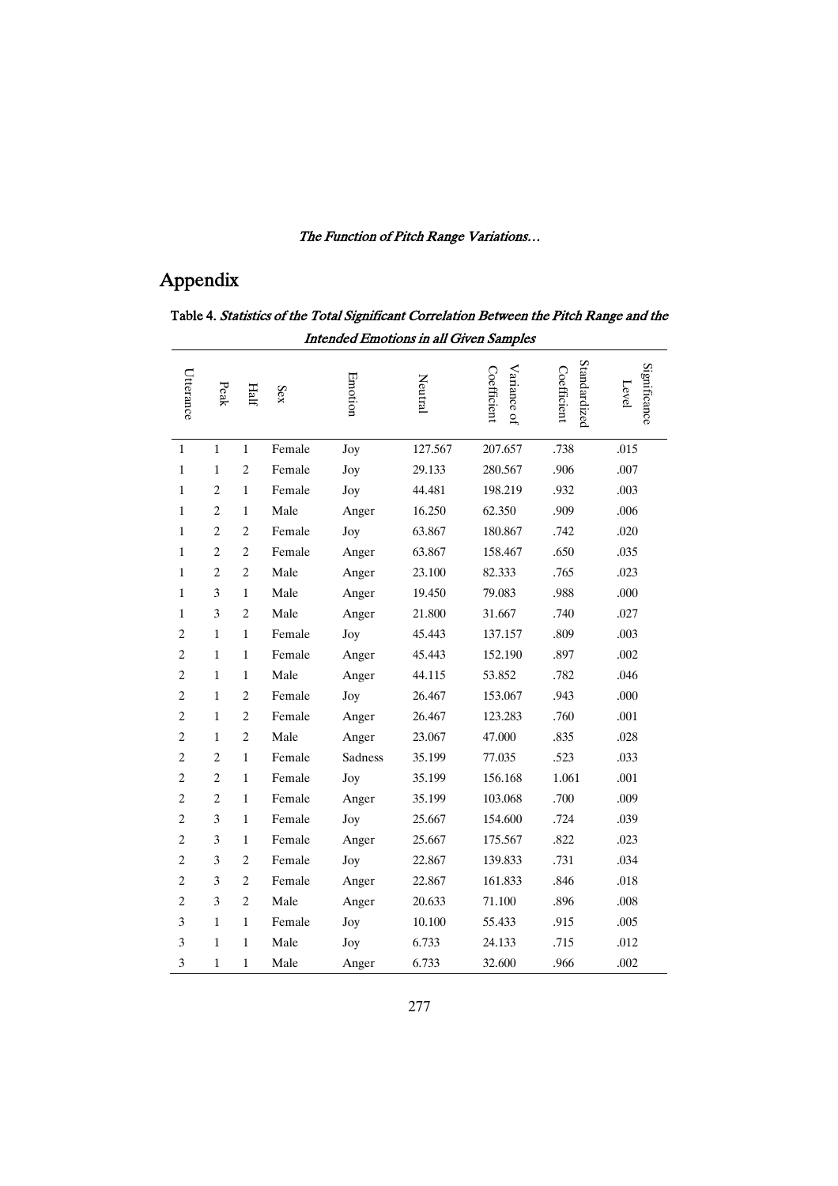# Appendix

**Table 4.** *Statistics of the Total Significant Correlation Between the Pitch Range and the Intended Emotions in all Given Samples*

| Utterance | Peak | Half | Sex | Emotion | Neutral | Variance of Coefficient | Standardized Coefficient | Significance Level |
|---|---|---|---|---|---|---|---|---|
| 1 | 1 | 1 | Female | Joy | 127.567 | 207.657 | .738 | .015 |
| 1 | 1 | 2 | Female | Joy | 29.133 | 280.567 | .906 | .007 |
| 1 | 2 | 1 | Female | Joy | 44.481 | 198.219 | .932 | .003 |
| 1 | 2 | 1 | Male | Anger | 16.250 | 62.350 | .909 | .006 |
| 1 | 2 | 2 | Female | Joy | 63.867 | 180.867 | .742 | .020 |
| 1 | 2 | 2 | Female | Anger | 63.867 | 158.467 | .650 | .035 |
| 1 | 2 | 2 | Male | Anger | 23.100 | 82.333 | .765 | .023 |
| 1 | 3 | 1 | Male | Anger | 19.450 | 79.083 | .988 | .000 |
| 1 | 3 | 2 | Male | Anger | 21.800 | 31.667 | .740 | .027 |
| 2 | 1 | 1 | Female | Joy | 45.443 | 137.157 | .809 | .003 |
| 2 | 1 | 1 | Female | Anger | 45.443 | 152.190 | .897 | .002 |
| 2 | 1 | 1 | Male | Anger | 44.115 | 53.852 | .782 | .046 |
| 2 | 1 | 2 | Female | Joy | 26.467 | 153.067 | .943 | .000 |
| 2 | 1 | 2 | Female | Anger | 26.467 | 123.283 | .760 | .001 |
| 2 | 1 | 2 | Male | Anger | 23.067 | 47.000 | .835 | .028 |
| 2 | 2 | 1 | Female | Sadness | 35.199 | 77.035 | .523 | .033 |
| 2 | 2 | 1 | Female | Joy | 35.199 | 156.168 | 1.061 | .001 |
| 2 | 2 | 1 | Female | Anger | 35.199 | 103.068 | .700 | .009 |
| 2 | 3 | 1 | Female | Joy | 25.667 | 154.600 | .724 | .039 |
| 2 | 3 | 1 | Female | Anger | 25.667 | 175.567 | .822 | .023 |
| 2 | 3 | 2 | Female | Joy | 22.867 | 139.833 | .731 | .034 |
| 2 | 3 | 2 | Female | Anger | 22.867 | 161.833 | .846 | .018 |
| 2 | 3 | 2 | Male | Anger | 20.633 | 71.100 | .896 | .008 |
| 3 | 1 | 1 | Female | Joy | 10.100 | 55.433 | .915 | .005 |
| 3 | 1 | 1 | Male | Joy | 6.733 | 24.133 | .715 | .012 |
| 3 | 1 | 1 | Male | Anger | 6.733 | 32.600 | .966 | .002 |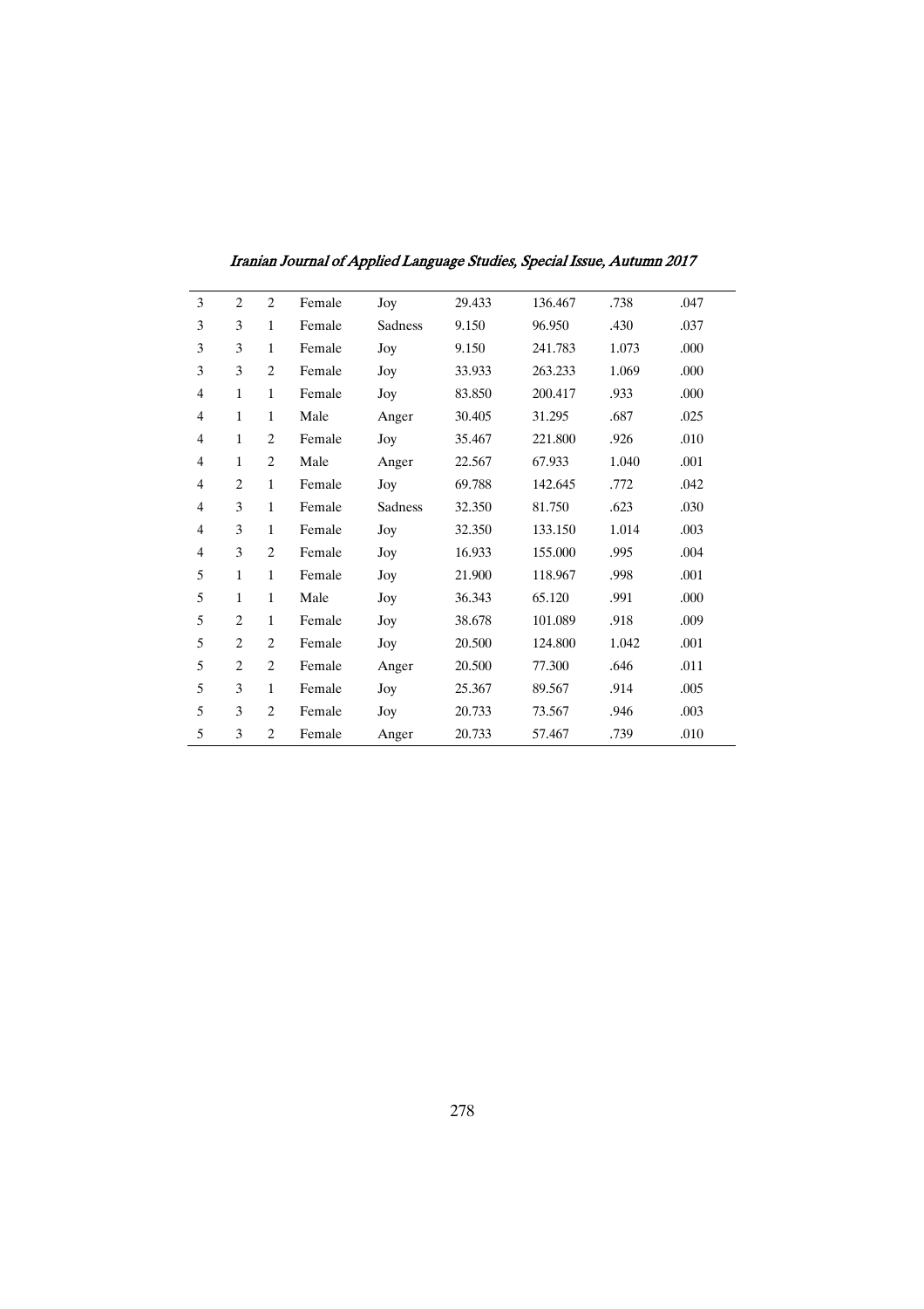| | | | | | | | | |
|---|---|---|---|---|---|---|---|---|
| 3 | 2 | 2 | Female | Joy | 29.433 | 136.467 | .738 | .047 |
| 3 | 3 | 1 | Female | Sadness | 9.150 | 96.950 | .430 | .037 |
| 3 | 3 | 1 | Female | Joy | 9.150 | 241.783 | 1.073 | .000 |
| 3 | 3 | 2 | Female | Joy | 33.933 | 263.233 | 1.069 | .000 |
| 4 | 1 | 1 | Female | Joy | 83.850 | 200.417 | .933 | .000 |
| 4 | 1 | 1 | Male | Anger | 30.405 | 31.295 | .687 | .025 |
| 4 | 1 | 2 | Female | Joy | 35.467 | 221.800 | .926 | .010 |
| 4 | 1 | 2 | Male | Anger | 22.567 | 67.933 | 1.040 | .001 |
| 4 | 2 | 1 | Female | Joy | 69.788 | 142.645 | .772 | .042 |
| 4 | 3 | 1 | Female | Sadness | 32.350 | 81.750 | .623 | .030 |
| 4 | 3 | 1 | Female | Joy | 32.350 | 133.150 | 1.014 | .003 |
| 4 | 3 | 2 | Female | Joy | 16.933 | 155.000 | .995 | .004 |
| 5 | 1 | 1 | Female | Joy | 21.900 | 118.967 | .998 | .001 |
| 5 | 1 | 1 | Male | Joy | 36.343 | 65.120 | .991 | .000 |
| 5 | 2 | 1 | Female | Joy | 38.678 | 101.089 | .918 | .009 |
| 5 | 2 | 2 | Female | Joy | 20.500 | 124.800 | 1.042 | .001 |
| 5 | 2 | 2 | Female | Anger | 20.500 | 77.300 | .646 | .011 |
| 5 | 3 | 1 | Female | Joy | 25.367 | 89.567 | .914 | .005 |
| 5 | 3 | 2 | Female | Joy | 20.733 | 73.567 | .946 | .003 |
| 5 | 3 | 2 | Female | Anger | 20.733 | 57.467 | .739 | .010 |